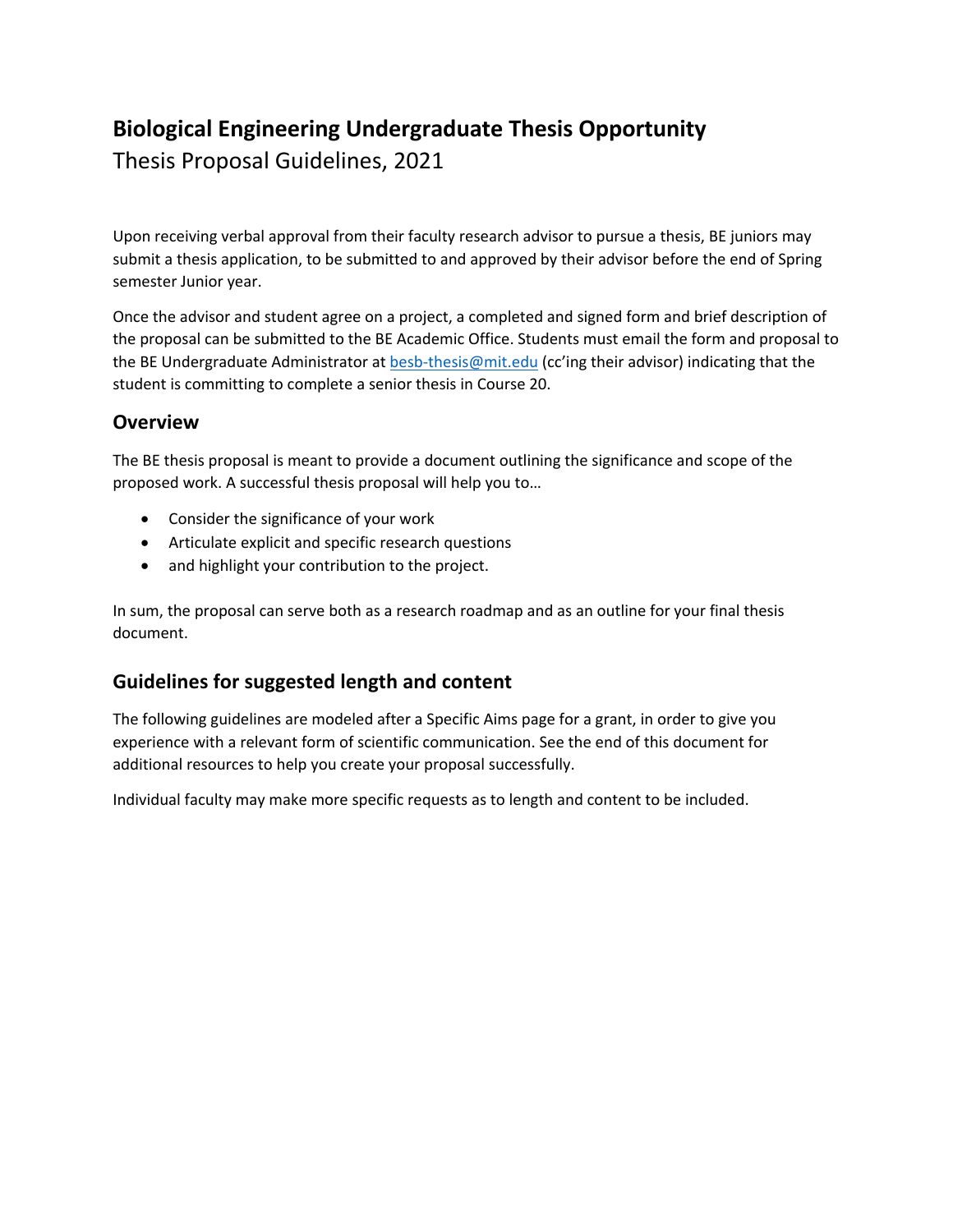# Biological Engineering Undergraduate Thesis Opportunity

Thesis Proposal Guidelines, 2021

Upon receiving verbal approval from their faculty research advisor to pursue a thesis, BE juniors may submit a thesis application, to be submitted to and approved by their advisor before the end of Spring semester Junior year.

Once the advisor and student agree on a project, a completed and signed form and brief description of the proposal can be submitted to the BE Academic Office. Students must email the form and proposal to the BE Undergraduate Administrator at besb-thesis@mit.edu (cc'ing their advisor) indicating that the student is committing to complete a senior thesis in Course 20.

## Overview

The BE thesis proposal is meant to provide a document outlining the significance and scope of the proposed work. A successful thesis proposal will help you to…

- Consider the significance of your work
- Articulate explicit and specific research questions
- and highlight your contribution to the project.

In sum, the proposal can serve both as a research roadmap and as an outline for your final thesis document.

## Guidelines for suggested length and content

The following guidelines are modeled after a Specific Aims page for a grant, in order to give you experience with a relevant form of scientific communication. See the end of this document for additional resources to help you create your proposal successfully.

Individual faculty may make more specific requests as to length and content to be included.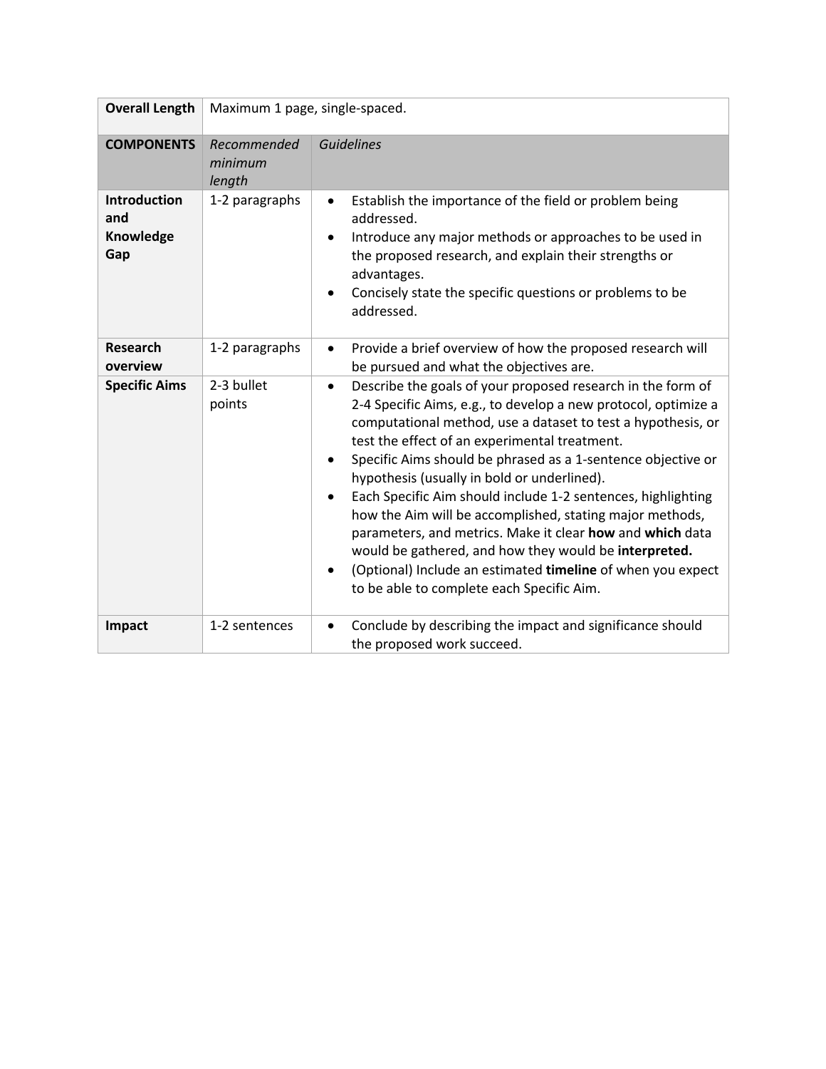| **Overall Length** | Maximum 1 page, single-spaced. | |
|---|---|---|
| **COMPONENTS** | *Recommended minimum length* | *Guidelines* |
| **Introduction and Knowledge Gap** | 1-2 paragraphs | • Establish the importance of the field or problem being addressed.<br>• Introduce any major methods or approaches to be used in the proposed research, and explain their strengths or advantages.<br>• Concisely state the specific questions or problems to be addressed. |
| **Research overview** | 1-2 paragraphs | • Provide a brief overview of how the proposed research will be pursued and what the objectives are. |
| **Specific Aims** | 2-3 bullet points | • Describe the goals of your proposed research in the form of 2-4 Specific Aims, e.g., to develop a new protocol, optimize a computational method, use a dataset to test a hypothesis, or test the effect of an experimental treatment.<br>• Specific Aims should be phrased as a 1-sentence objective or hypothesis (usually in bold or underlined).<br>• Each Specific Aim should include 1-2 sentences, highlighting how the Aim will be accomplished, stating major methods, parameters, and metrics. Make it clear **how** and **which** data would be gathered, and how they would be **interpreted.**<br>• (Optional) Include an estimated **timeline** of when you expect to be able to complete each Specific Aim. |
| **Impact** | 1-2 sentences | • Conclude by describing the impact and significance should the proposed work succeed. |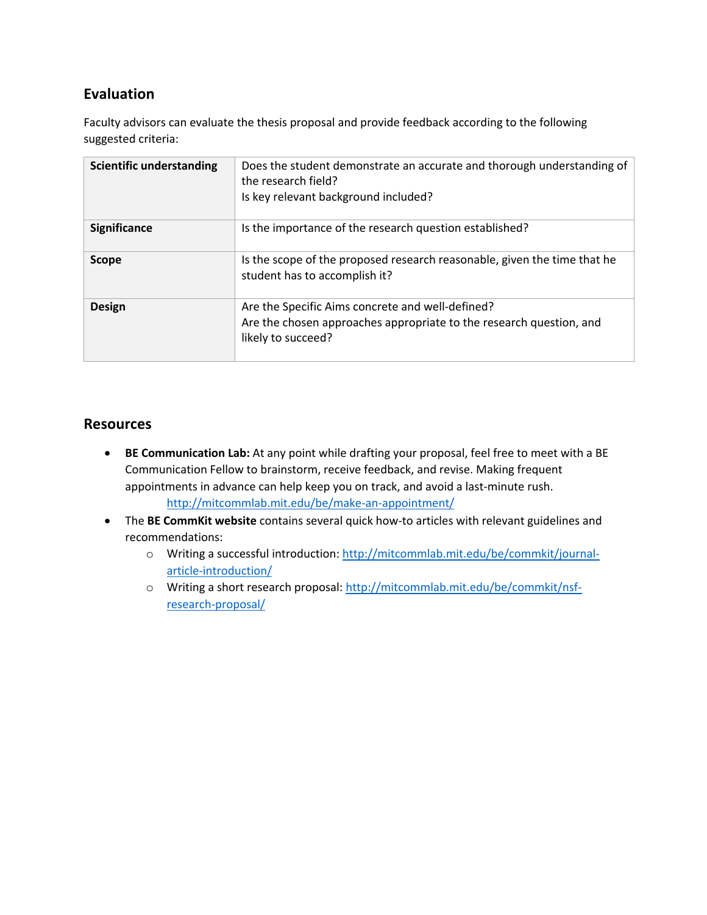## Evaluation

Faculty advisors can evaluate the thesis proposal and provide feedback according to the following suggested criteria:

| | |
|---|---|
| **Scientific understanding** | Does the student demonstrate an accurate and thorough understanding of the research field?<br>Is key relevant background included? |
| **Significance** | Is the importance of the research question established? |
| **Scope** | Is the scope of the proposed research reasonable, given the time that he student has to accomplish it? |
| **Design** | Are the Specific Aims concrete and well-defined?<br>Are the chosen approaches appropriate to the research question, and likely to succeed? |

## Resources

- **BE Communication Lab:** At any point while drafting your proposal, feel free to meet with a BE Communication Fellow to brainstorm, receive feedback, and revise. Making frequent appointments in advance can help keep you on track, and avoid a last-minute rush.
  http://mitcommlab.mit.edu/be/make-an-appointment/
- The **BE CommKit website** contains several quick how-to articles with relevant guidelines and recommendations:
  - Writing a successful introduction: http://mitcommlab.mit.edu/be/commkit/journal-article-introduction/
  - Writing a short research proposal: http://mitcommlab.mit.edu/be/commkit/nsf-research-proposal/